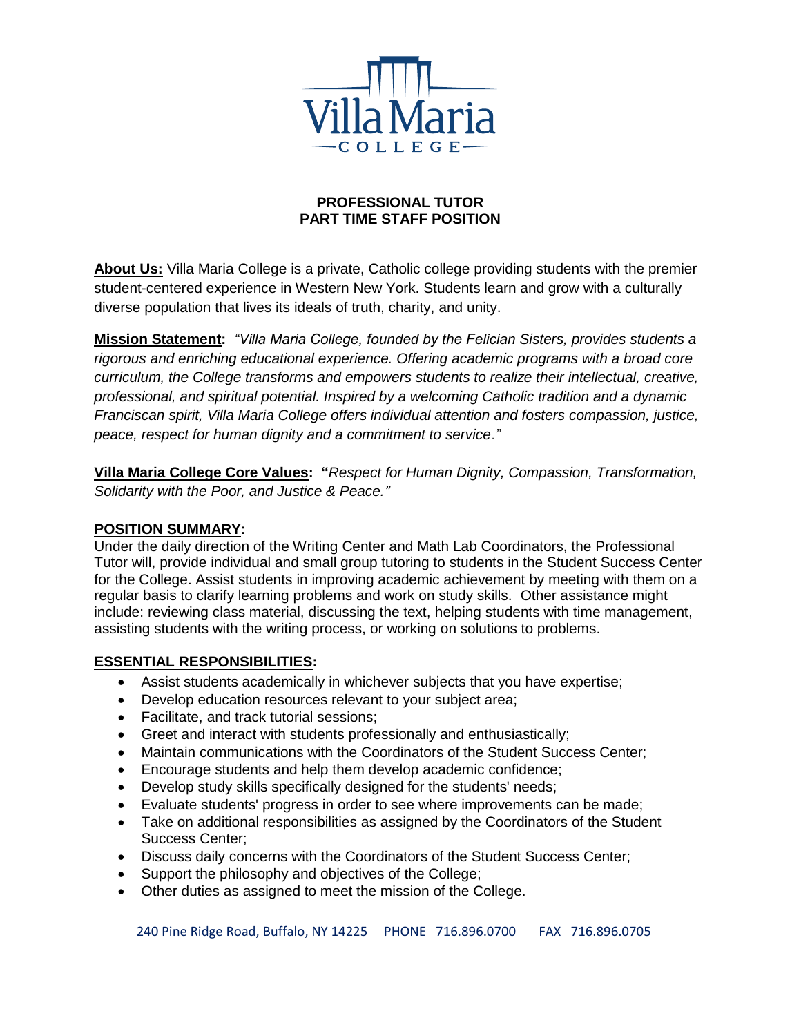**PROFESSIONAL TUTOR**
**PART TIME STAFF POSITION**

**About Us:** Villa Maria College is a private, Catholic college providing students with the premier student-centered experience in Western New York. Students learn and grow with a culturally diverse population that lives its ideals of truth, charity, and unity.

**Mission Statement:** *"Villa Maria College, founded by the Felician Sisters, provides students a rigorous and enriching educational experience. Offering academic programs with a broad core curriculum, the College transforms and empowers students to realize their intellectual, creative, professional, and spiritual potential. Inspired by a welcoming Catholic tradition and a dynamic Franciscan spirit, Villa Maria College offers individual attention and fosters compassion, justice, peace, respect for human dignity and a commitment to service."*

**Villa Maria College Core Values:** **"***Respect for Human Dignity, Compassion, Transformation, Solidarity with the Poor, and Justice & Peace."*

## POSITION SUMMARY:

Under the daily direction of the Writing Center and Math Lab Coordinators, the Professional Tutor will, provide individual and small group tutoring to students in the Student Success Center for the College. Assist students in improving academic achievement by meeting with them on a regular basis to clarify learning problems and work on study skills. Other assistance might include: reviewing class material, discussing the text, helping students with time management, assisting students with the writing process, or working on solutions to problems.

## ESSENTIAL RESPONSIBILITIES:

- Assist students academically in whichever subjects that you have expertise;
- Develop education resources relevant to your subject area;
- Facilitate, and track tutorial sessions;
- Greet and interact with students professionally and enthusiastically;
- Maintain communications with the Coordinators of the Student Success Center;
- Encourage students and help them develop academic confidence;
- Develop study skills specifically designed for the students' needs;
- Evaluate students' progress in order to see where improvements can be made;
- Take on additional responsibilities as assigned by the Coordinators of the Student Success Center;
- Discuss daily concerns with the Coordinators of the Student Success Center;
- Support the philosophy and objectives of the College;
- Other duties as assigned to meet the mission of the College.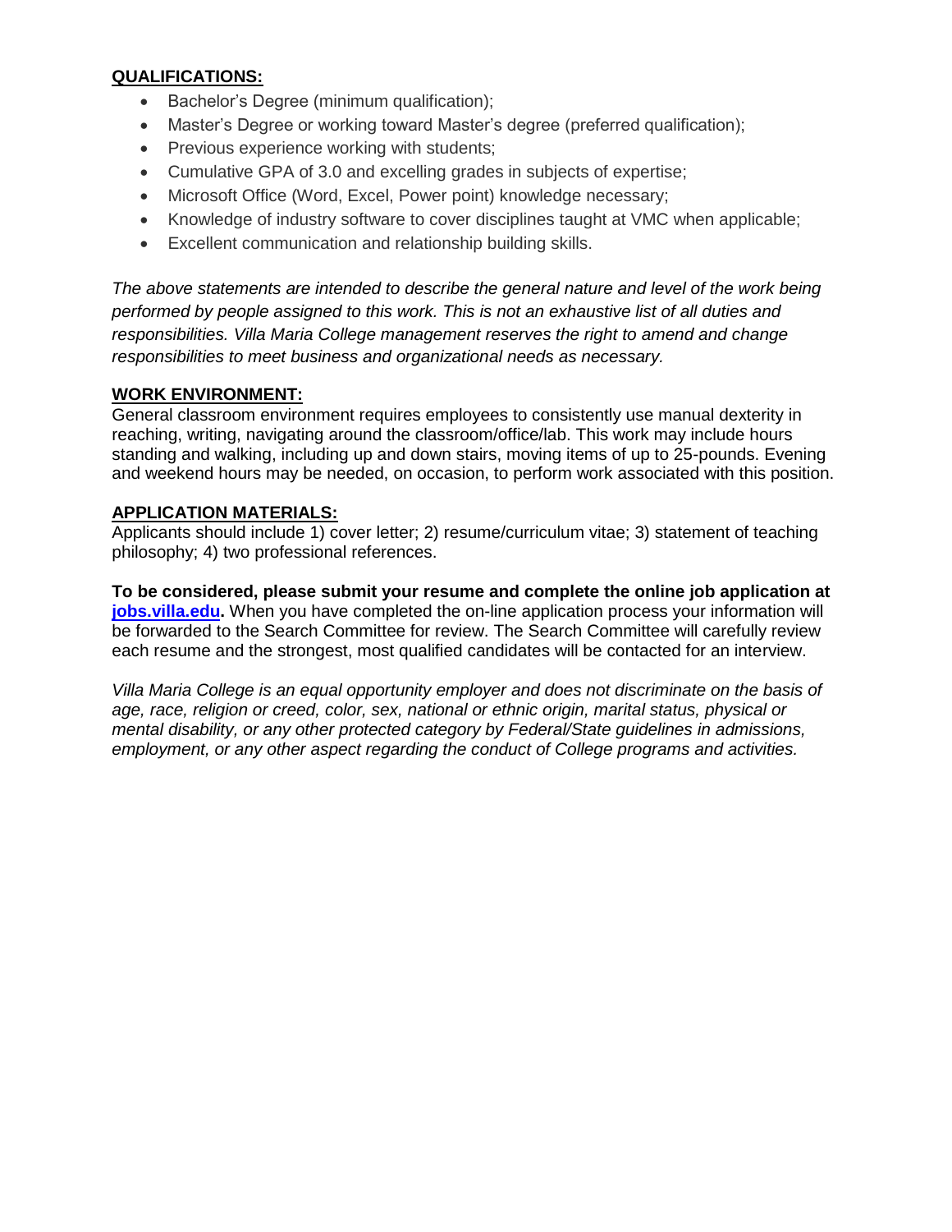**QUALIFICATIONS:**

- Bachelor's Degree (minimum qualification);
- Master's Degree or working toward Master's degree (preferred qualification);
- Previous experience working with students;
- Cumulative GPA of 3.0 and excelling grades in subjects of expertise;
- Microsoft Office (Word, Excel, Power point) knowledge necessary;
- Knowledge of industry software to cover disciplines taught at VMC when applicable;
- Excellent communication and relationship building skills.

*The above statements are intended to describe the general nature and level of the work being performed by people assigned to this work. This is not an exhaustive list of all duties and responsibilities. Villa Maria College management reserves the right to amend and change responsibilities to meet business and organizational needs as necessary.*

**WORK ENVIRONMENT:**

General classroom environment requires employees to consistently use manual dexterity in reaching, writing, navigating around the classroom/office/lab. This work may include hours standing and walking, including up and down stairs, moving items of up to 25-pounds. Evening and weekend hours may be needed, on occasion, to perform work associated with this position.

**APPLICATION MATERIALS:**

Applicants should include 1) cover letter; 2) resume/curriculum vitae; 3) statement of teaching philosophy; 4) two professional references.

**To be considered, please submit your resume and complete the online job application at [jobs.villa.edu](jobs.villa.edu).** When you have completed the on-line application process your information will be forwarded to the Search Committee for review. The Search Committee will carefully review each resume and the strongest, most qualified candidates will be contacted for an interview.

*Villa Maria College is an equal opportunity employer and does not discriminate on the basis of age, race, religion or creed, color, sex, national or ethnic origin, marital status, physical or mental disability, or any other protected category by Federal/State guidelines in admissions, employment, or any other aspect regarding the conduct of College programs and activities.*